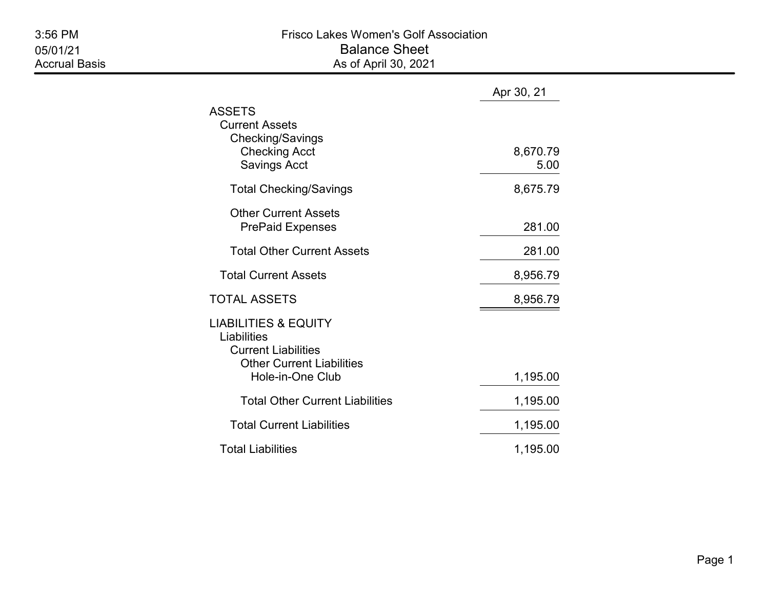3:56 PM
05/01/21
Accrual Basis

# Frisco Lakes Women's Golf Association

## Balance Sheet

As of April 30, 2021

| | Apr 30, 21 |
|---|---|
| **ASSETS** | |
| Current Assets | |
| Checking/Savings | |
| Checking Acct | 8,670.79 |
| Savings Acct | 5.00 |
| Total Checking/Savings | 8,675.79 |
| Other Current Assets | |
| PrePaid Expenses | 281.00 |
| Total Other Current Assets | 281.00 |
| Total Current Assets | 8,956.79 |
| **TOTAL ASSETS** | 8,956.79 |
| **LIABILITIES & EQUITY** | |
| Liabilities | |
| Current Liabilities | |
| Other Current Liabilities | |
| Hole-in-One Club | 1,195.00 |
| Total Other Current Liabilities | 1,195.00 |
| Total Current Liabilities | 1,195.00 |
| Total Liabilities | 1,195.00 |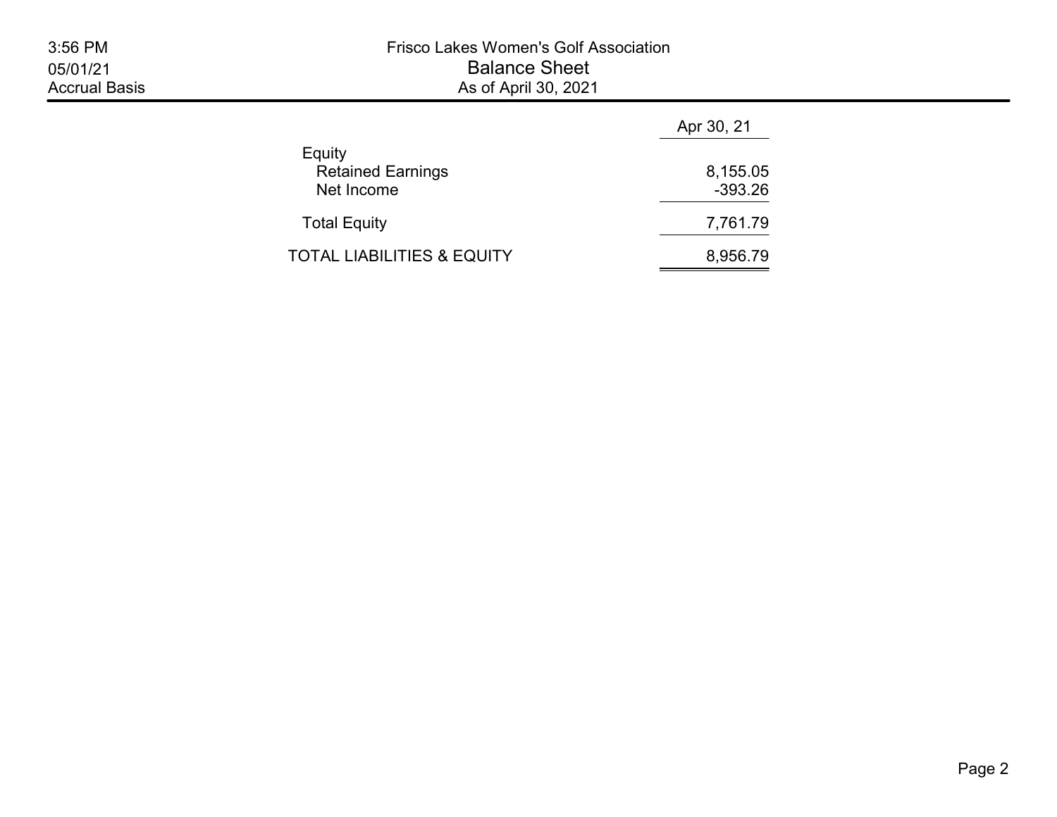# Frisco Lakes Women's Golf Association

## Balance Sheet

### As of April 30, 2021

3:56 PM
05/01/21
Accrual Basis

| | Apr 30, 21 |
|---|---|
| Equity | |
| Retained Earnings | 8,155.05 |
| Net Income | -393.26 |
| Total Equity | 7,761.79 |
| TOTAL LIABILITIES & EQUITY | 8,956.79 |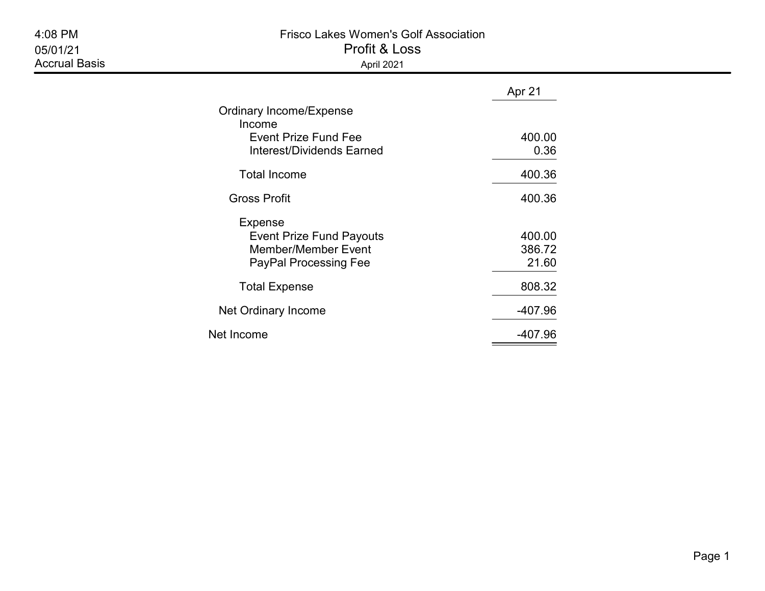4:08 PM
05/01/21
Accrual Basis

# Frisco Lakes Women's Golf Association

## Profit & Loss

April 2021

| | Apr 21 |
|---|---|
| Ordinary Income/Expense | |
| Income | |
| Event Prize Fund Fee | 400.00 |
| Interest/Dividends Earned | 0.36 |
| Total Income | 400.36 |
| Gross Profit | 400.36 |
| Expense | |
| Event Prize Fund Payouts | 400.00 |
| Member/Member Event | 386.72 |
| PayPal Processing Fee | 21.60 |
| Total Expense | 808.32 |
| Net Ordinary Income | -407.96 |
| Net Income | -407.96 |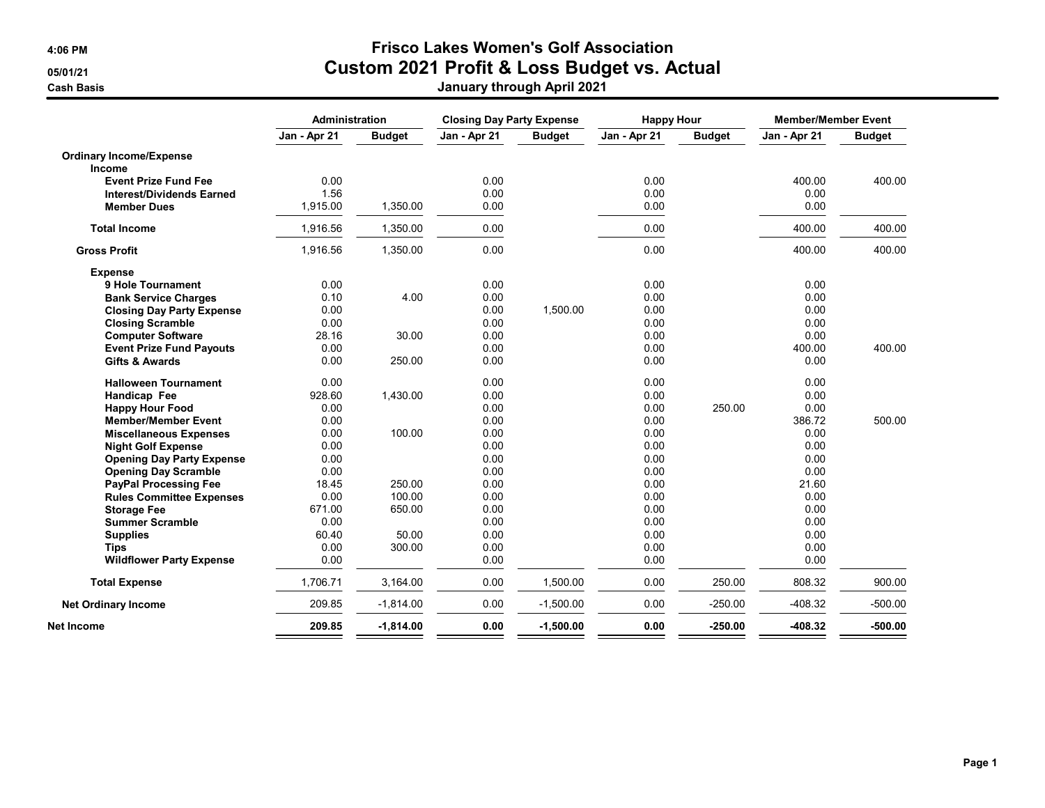# Frisco Lakes Women's Golf Association

## Custom 2021 Profit & Loss Budget vs. Actual

### January through April 2021

4:06 PM

05/01/21

Cash Basis

| | Administration | | Closing Day Party Expense | | Happy Hour | | Member/Member Event | |
|---|---|---|---|---|---|---|---|---|
| | Jan - Apr 21 | Budget | Jan - Apr 21 | Budget | Jan - Apr 21 | Budget | Jan - Apr 21 | Budget |
| **Ordinary Income/Expense** | | | | | | | | |
| **Income** | | | | | | | | |
| **Event Prize Fund Fee** | 0.00 | | 0.00 | | 0.00 | | 400.00 | 400.00 |
| **Interest/Dividends Earned** | 1.56 | | 0.00 | | 0.00 | | 0.00 | |
| **Member Dues** | 1,915.00 | 1,350.00 | 0.00 | | 0.00 | | 0.00 | |
| **Total Income** | 1,916.56 | 1,350.00 | 0.00 | | 0.00 | | 400.00 | 400.00 |
| **Gross Profit** | 1,916.56 | 1,350.00 | 0.00 | | 0.00 | | 400.00 | 400.00 |
| **Expense** | | | | | | | | |
| **9 Hole Tournament** | 0.00 | | 0.00 | | 0.00 | | 0.00 | |
| **Bank Service Charges** | 0.10 | 4.00 | 0.00 | | 0.00 | | 0.00 | |
| **Closing Day Party Expense** | 0.00 | | 0.00 | 1,500.00 | 0.00 | | 0.00 | |
| **Closing Scramble** | 0.00 | | 0.00 | | 0.00 | | 0.00 | |
| **Computer Software** | 28.16 | 30.00 | 0.00 | | 0.00 | | 0.00 | |
| **Event Prize Fund Payouts** | 0.00 | | 0.00 | | 0.00 | | 400.00 | 400.00 |
| **Gifts & Awards** | 0.00 | 250.00 | 0.00 | | 0.00 | | 0.00 | |
| **Halloween Tournament** | 0.00 | | 0.00 | | 0.00 | | 0.00 | |
| **Handicap Fee** | 928.60 | 1,430.00 | 0.00 | | 0.00 | | 0.00 | |
| **Happy Hour Food** | 0.00 | | 0.00 | | 0.00 | 250.00 | 0.00 | |
| **Member/Member Event** | 0.00 | | 0.00 | | 0.00 | | 386.72 | 500.00 |
| **Miscellaneous Expenses** | 0.00 | 100.00 | 0.00 | | 0.00 | | 0.00 | |
| **Night Golf Expense** | 0.00 | | 0.00 | | 0.00 | | 0.00 | |
| **Opening Day Party Expense** | 0.00 | | 0.00 | | 0.00 | | 0.00 | |
| **Opening Day Scramble** | 0.00 | | 0.00 | | 0.00 | | 0.00 | |
| **PayPal Processing Fee** | 18.45 | 250.00 | 0.00 | | 0.00 | | 21.60 | |
| **Rules Committee Expenses** | 0.00 | 100.00 | 0.00 | | 0.00 | | 0.00 | |
| **Storage Fee** | 671.00 | 650.00 | 0.00 | | 0.00 | | 0.00 | |
| **Summer Scramble** | 0.00 | | 0.00 | | 0.00 | | 0.00 | |
| **Supplies** | 60.40 | 50.00 | 0.00 | | 0.00 | | 0.00 | |
| **Tips** | 0.00 | 300.00 | 0.00 | | 0.00 | | 0.00 | |
| **Wildflower Party Expense** | 0.00 | | 0.00 | | 0.00 | | 0.00 | |
| **Total Expense** | 1,706.71 | 3,164.00 | 0.00 | 1,500.00 | 0.00 | 250.00 | 808.32 | 900.00 |
| **Net Ordinary Income** | 209.85 | -1,814.00 | 0.00 | -1,500.00 | 0.00 | -250.00 | -408.32 | -500.00 |
| **Net Income** | **209.85** | **-1,814.00** | **0.00** | **-1,500.00** | **0.00** | **-250.00** | **-408.32** | **-500.00** |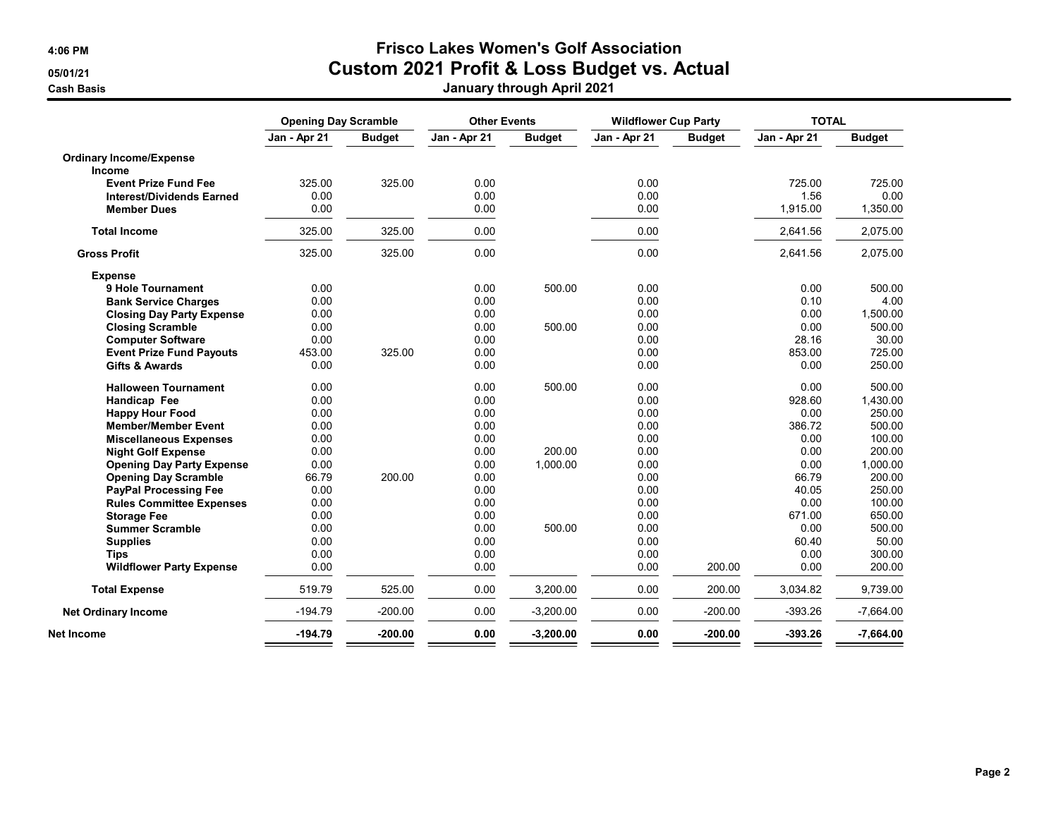4:06 PM
05/01/21
Cash Basis

# Frisco Lakes Women's Golf Association
## Custom 2021 Profit & Loss Budget vs. Actual
### January through April 2021

| | Opening Day Scramble | | Other Events | | Wildflower Cup Party | | TOTAL | |
|---|---|---|---|---|---|---|---|---|
| | Jan - Apr 21 | Budget | Jan - Apr 21 | Budget | Jan - Apr 21 | Budget | Jan - Apr 21 | Budget |
| **Ordinary Income/Expense** | | | | | | | | |
| **Income** | | | | | | | | |
| **Event Prize Fund Fee** | 325.00 | 325.00 | 0.00 | | 0.00 | | 725.00 | 725.00 |
| **Interest/Dividends Earned** | 0.00 | | 0.00 | | 0.00 | | 1.56 | 0.00 |
| **Member Dues** | 0.00 | | 0.00 | | 0.00 | | 1,915.00 | 1,350.00 |
| **Total Income** | 325.00 | 325.00 | 0.00 | | 0.00 | | 2,641.56 | 2,075.00 |
| **Gross Profit** | 325.00 | 325.00 | 0.00 | | 0.00 | | 2,641.56 | 2,075.00 |
| **Expense** | | | | | | | | |
| **9 Hole Tournament** | 0.00 | | 0.00 | 500.00 | 0.00 | | 0.00 | 500.00 |
| **Bank Service Charges** | 0.00 | | 0.00 | | 0.00 | | 0.10 | 4.00 |
| **Closing Day Party Expense** | 0.00 | | 0.00 | | 0.00 | | 0.00 | 1,500.00 |
| **Closing Scramble** | 0.00 | | 0.00 | 500.00 | 0.00 | | 0.00 | 500.00 |
| **Computer Software** | 0.00 | | 0.00 | | 0.00 | | 28.16 | 30.00 |
| **Event Prize Fund Payouts** | 453.00 | 325.00 | 0.00 | | 0.00 | | 853.00 | 725.00 |
| **Gifts & Awards** | 0.00 | | 0.00 | | 0.00 | | 0.00 | 250.00 |
| **Halloween Tournament** | 0.00 | | 0.00 | 500.00 | 0.00 | | 0.00 | 500.00 |
| **Handicap Fee** | 0.00 | | 0.00 | | 0.00 | | 928.60 | 1,430.00 |
| **Happy Hour Food** | 0.00 | | 0.00 | | 0.00 | | 0.00 | 250.00 |
| **Member/Member Event** | 0.00 | | 0.00 | | 0.00 | | 386.72 | 500.00 |
| **Miscellaneous Expenses** | 0.00 | | 0.00 | | 0.00 | | 0.00 | 100.00 |
| **Night Golf Expense** | 0.00 | | 0.00 | 200.00 | 0.00 | | 0.00 | 200.00 |
| **Opening Day Party Expense** | 0.00 | | 0.00 | 1,000.00 | 0.00 | | 0.00 | 1,000.00 |
| **Opening Day Scramble** | 66.79 | 200.00 | 0.00 | | 0.00 | | 66.79 | 200.00 |
| **PayPal Processing Fee** | 0.00 | | 0.00 | | 0.00 | | 40.05 | 250.00 |
| **Rules Committee Expenses** | 0.00 | | 0.00 | | 0.00 | | 0.00 | 100.00 |
| **Storage Fee** | 0.00 | | 0.00 | | 0.00 | | 671.00 | 650.00 |
| **Summer Scramble** | 0.00 | | 0.00 | 500.00 | 0.00 | | 0.00 | 500.00 |
| **Supplies** | 0.00 | | 0.00 | | 0.00 | | 60.40 | 50.00 |
| **Tips** | 0.00 | | 0.00 | | 0.00 | | 0.00 | 300.00 |
| **Wildflower Party Expense** | 0.00 | | 0.00 | | 0.00 | 200.00 | 0.00 | 200.00 |
| **Total Expense** | 519.79 | 525.00 | 0.00 | 3,200.00 | 0.00 | 200.00 | 3,034.82 | 9,739.00 |
| **Net Ordinary Income** | -194.79 | -200.00 | 0.00 | -3,200.00 | 0.00 | -200.00 | -393.26 | -7,664.00 |
| **Net Income** | **-194.79** | **-200.00** | **0.00** | **-3,200.00** | **0.00** | **-200.00** | **-393.26** | **-7,664.00** |